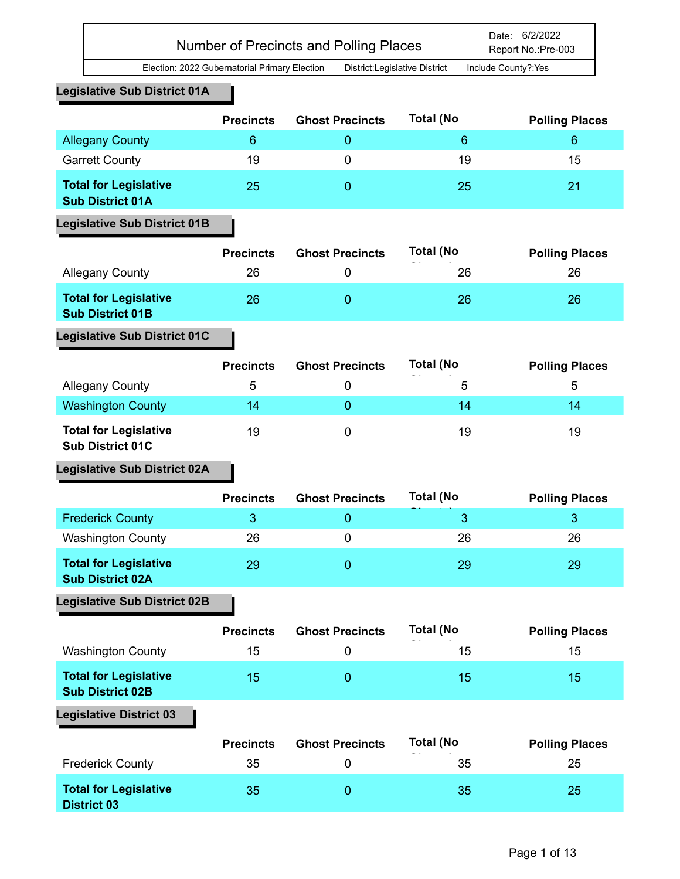# Number of Precincts and Polling Places

Date: 6/2/2022
Report No.:Pre-003

Election: 2022 Gubernatorial Primary Election    District:Legislative District    Include County?:Yes

## Legislative Sub District 01A

| | Precincts | Ghost Precincts | Total (No Ghosts) | Polling Places |
|---|---|---|---|---|
| Allegany County | 6 | 0 | 6 | 6 |
| Garrett County | 19 | 0 | 19 | 15 |
| **Total for Legislative Sub District 01A** | 25 | 0 | 25 | 21 |

## Legislative Sub District 01B

| | Precincts | Ghost Precincts | Total (No Ghosts) | Polling Places |
|---|---|---|---|---|
| Allegany County | 26 | 0 | 26 | 26 |
| **Total for Legislative Sub District 01B** | 26 | 0 | 26 | 26 |

## Legislative Sub District 01C

| | Precincts | Ghost Precincts | Total (No Ghosts) | Polling Places |
|---|---|---|---|---|
| Allegany County | 5 | 0 | 5 | 5 |
| Washington County | 14 | 0 | 14 | 14 |
| **Total for Legislative Sub District 01C** | 19 | 0 | 19 | 19 |

## Legislative Sub District 02A

| | Precincts | Ghost Precincts | Total (No Ghosts) | Polling Places |
|---|---|---|---|---|
| Frederick County | 3 | 0 | 3 | 3 |
| Washington County | 26 | 0 | 26 | 26 |
| **Total for Legislative Sub District 02A** | 29 | 0 | 29 | 29 |

## Legislative Sub District 02B

| | Precincts | Ghost Precincts | Total (No Ghosts) | Polling Places |
|---|---|---|---|---|
| Washington County | 15 | 0 | 15 | 15 |
| **Total for Legislative Sub District 02B** | 15 | 0 | 15 | 15 |

## Legislative District 03

| | Precincts | Ghost Precincts | Total (No Ghosts) | Polling Places |
|---|---|---|---|---|
| Frederick County | 35 | 0 | 35 | 25 |
| **Total for Legislative District 03** | 35 | 0 | 35 | 25 |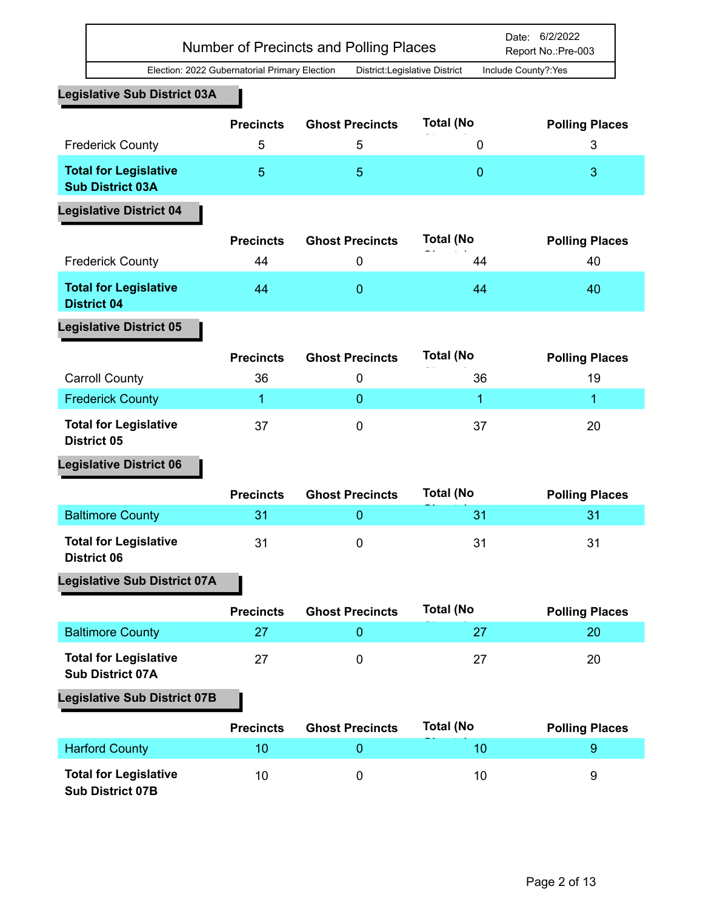# Number of Precincts and Polling Places

Date: 6/2/2022
Report No.:Pre-003

Election: 2022 Gubernatorial Primary Election    District:Legislative District    Include County?:Yes

## Legislative Sub District 03A

| | Precincts | Ghost Precincts | Total (No | Polling Places |
|---|---|---|---|---|
| Frederick County | 5 | 5 | 0 | 3 |
| **Total for Legislative Sub District 03A** | 5 | 5 | 0 | 3 |

## Legislative District 04

| | Precincts | Ghost Precincts | Total (No | Polling Places |
|---|---|---|---|---|
| Frederick County | 44 | 0 | 44 | 40 |
| **Total for Legislative District 04** | 44 | 0 | 44 | 40 |

## Legislative District 05

| | Precincts | Ghost Precincts | Total (No | Polling Places |
|---|---|---|---|---|
| Carroll County | 36 | 0 | 36 | 19 |
| Frederick County | 1 | 0 | 1 | 1 |
| **Total for Legislative District 05** | 37 | 0 | 37 | 20 |

## Legislative District 06

| | Precincts | Ghost Precincts | Total (No | Polling Places |
|---|---|---|---|---|
| Baltimore County | 31 | 0 | 31 | 31 |
| **Total for Legislative District 06** | 31 | 0 | 31 | 31 |

## Legislative Sub District 07A

| | Precincts | Ghost Precincts | Total (No | Polling Places |
|---|---|---|---|---|
| Baltimore County | 27 | 0 | 27 | 20 |
| **Total for Legislative Sub District 07A** | 27 | 0 | 27 | 20 |

## Legislative Sub District 07B

| | Precincts | Ghost Precincts | Total (No | Polling Places |
|---|---|---|---|---|
| Harford County | 10 | 0 | 10 | 9 |
| **Total for Legislative Sub District 07B** | 10 | 0 | 10 | 9 |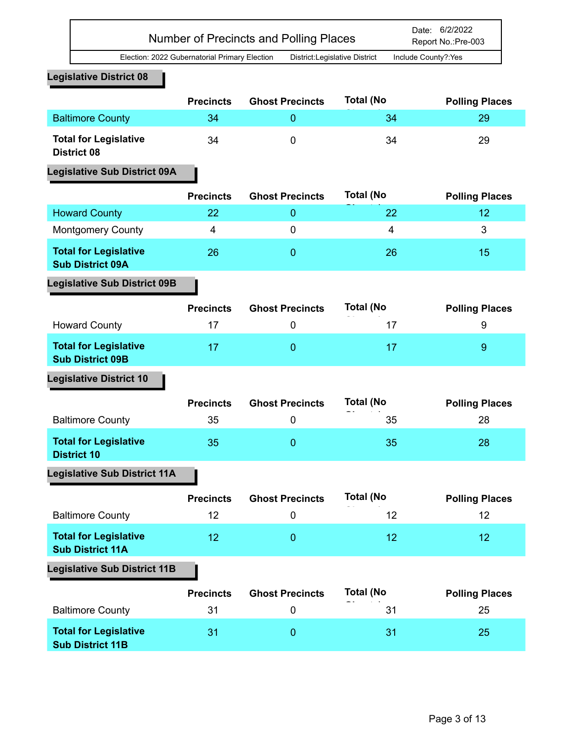# Number of Precincts and Polling Places

Date: 6/2/2022
Report No.:Pre-003

Election: 2022 Gubernatorial Primary Election    District:Legislative District    Include County?:Yes

## Legislative District 08

| | Precincts | Ghost Precincts | Total (No Ghosts) | Polling Places |
|---|---|---|---|---|
| Baltimore County | 34 | 0 | 34 | 29 |
| **Total for Legislative District 08** | 34 | 0 | 34 | 29 |

## Legislative Sub District 09A

| | Precincts | Ghost Precincts | Total (No Ghosts) | Polling Places |
|---|---|---|---|---|
| Howard County | 22 | 0 | 22 | 12 |
| Montgomery County | 4 | 0 | 4 | 3 |
| **Total for Legislative Sub District 09A** | 26 | 0 | 26 | 15 |

## Legislative Sub District 09B

| | Precincts | Ghost Precincts | Total (No Ghosts) | Polling Places |
|---|---|---|---|---|
| Howard County | 17 | 0 | 17 | 9 |
| **Total for Legislative Sub District 09B** | 17 | 0 | 17 | 9 |

## Legislative District 10

| | Precincts | Ghost Precincts | Total (No Ghosts) | Polling Places |
|---|---|---|---|---|
| Baltimore County | 35 | 0 | 35 | 28 |
| **Total for Legislative District 10** | 35 | 0 | 35 | 28 |

## Legislative Sub District 11A

| | Precincts | Ghost Precincts | Total (No Ghosts) | Polling Places |
|---|---|---|---|---|
| Baltimore County | 12 | 0 | 12 | 12 |
| **Total for Legislative Sub District 11A** | 12 | 0 | 12 | 12 |

## Legislative Sub District 11B

| | Precincts | Ghost Precincts | Total (No Ghosts) | Polling Places |
|---|---|---|---|---|
| Baltimore County | 31 | 0 | 31 | 25 |
| **Total for Legislative Sub District 11B** | 31 | 0 | 31 | 25 |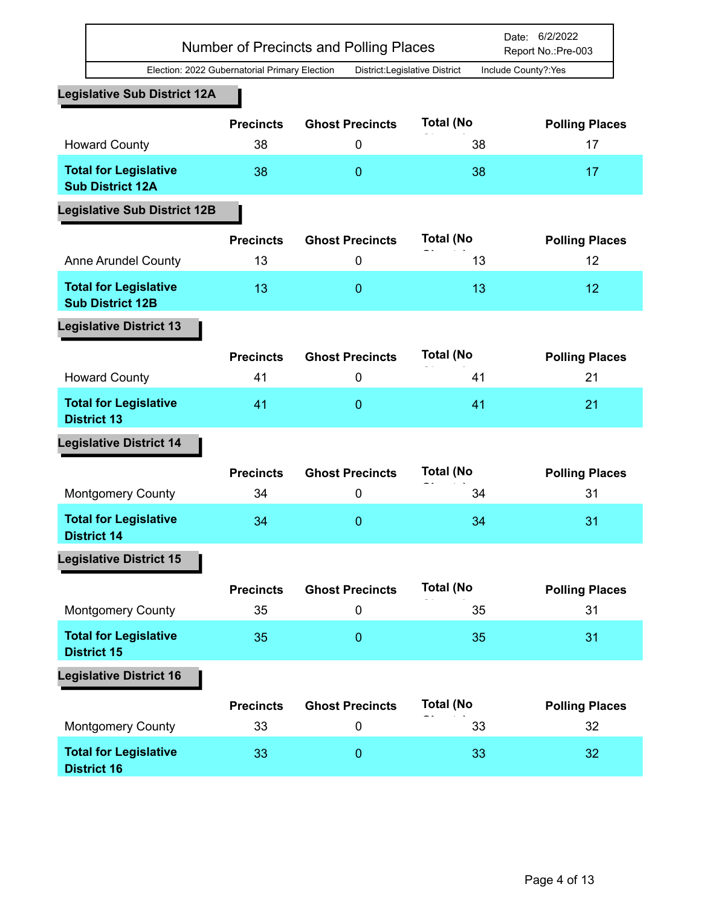| Number of Precincts and Polling Places | Date: 6/2/2022 Report No.:Pre-003 |
|---|---|

Election: 2022 Gubernatorial Primary Election    District:Legislative District    Include County?:Yes

## Legislative Sub District 12A

| | Precincts | Ghost Precincts | Total (No | Polling Places |
|---|---|---|---|---|
| Howard County | 38 | 0 | 38 | 17 |
| **Total for Legislative Sub District 12A** | 38 | 0 | 38 | 17 |

## Legislative Sub District 12B

| | Precincts | Ghost Precincts | Total (No | Polling Places |
|---|---|---|---|---|
| Anne Arundel County | 13 | 0 | 13 | 12 |
| **Total for Legislative Sub District 12B** | 13 | 0 | 13 | 12 |

## Legislative District 13

| | Precincts | Ghost Precincts | Total (No | Polling Places |
|---|---|---|---|---|
| Howard County | 41 | 0 | 41 | 21 |
| **Total for Legislative District 13** | 41 | 0 | 41 | 21 |

## Legislative District 14

| | Precincts | Ghost Precincts | Total (No | Polling Places |
|---|---|---|---|---|
| Montgomery County | 34 | 0 | 34 | 31 |
| **Total for Legislative District 14** | 34 | 0 | 34 | 31 |

## Legislative District 15

| | Precincts | Ghost Precincts | Total (No | Polling Places |
|---|---|---|---|---|
| Montgomery County | 35 | 0 | 35 | 31 |
| **Total for Legislative District 15** | 35 | 0 | 35 | 31 |

## Legislative District 16

| | Precincts | Ghost Precincts | Total (No | Polling Places |
|---|---|---|---|---|
| Montgomery County | 33 | 0 | 33 | 32 |
| **Total for Legislative District 16** | 33 | 0 | 33 | 32 |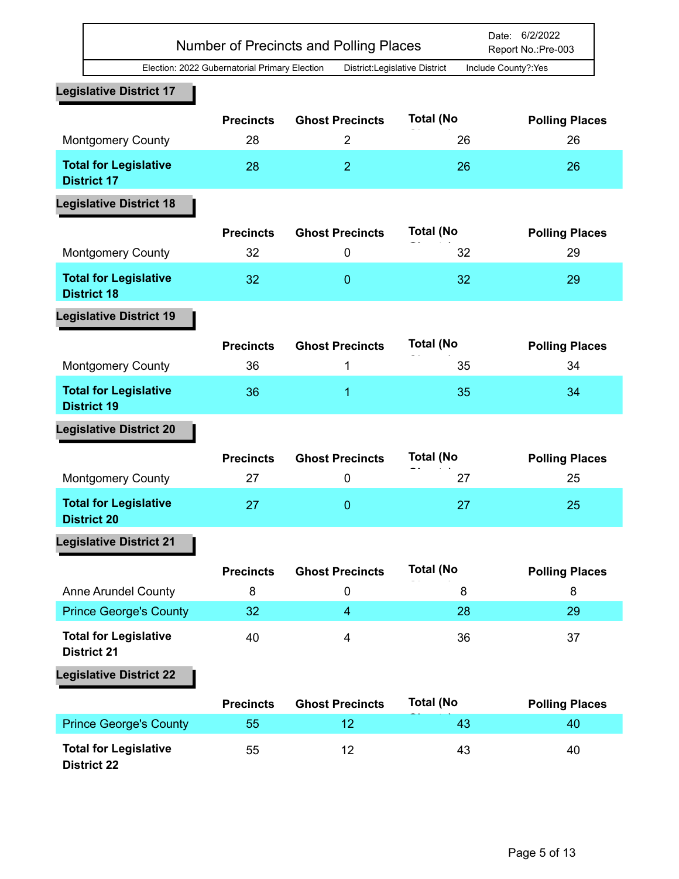# Number of Precincts and Polling Places

Date: 6/2/2022
Report No.:Pre-003

Election: 2022 Gubernatorial Primary Election District:Legislative District Include County?:Yes

## Legislative District 17

| | Precincts | Ghost Precincts | Total (No Ghosts) | Polling Places |
|---|---|---|---|---|
| Montgomery County | 28 | 2 | 26 | 26 |
| **Total for Legislative District 17** | 28 | 2 | 26 | 26 |

## Legislative District 18

| | Precincts | Ghost Precincts | Total (No Ghosts) | Polling Places |
|---|---|---|---|---|
| Montgomery County | 32 | 0 | 32 | 29 |
| **Total for Legislative District 18** | 32 | 0 | 32 | 29 |

## Legislative District 19

| | Precincts | Ghost Precincts | Total (No Ghosts) | Polling Places |
|---|---|---|---|---|
| Montgomery County | 36 | 1 | 35 | 34 |
| **Total for Legislative District 19** | 36 | 1 | 35 | 34 |

## Legislative District 20

| | Precincts | Ghost Precincts | Total (No Ghosts) | Polling Places |
|---|---|---|---|---|
| Montgomery County | 27 | 0 | 27 | 25 |
| **Total for Legislative District 20** | 27 | 0 | 27 | 25 |

## Legislative District 21

| | Precincts | Ghost Precincts | Total (No Ghosts) | Polling Places |
|---|---|---|---|---|
| Anne Arundel County | 8 | 0 | 8 | 8 |
| Prince George's County | 32 | 4 | 28 | 29 |
| **Total for Legislative District 21** | 40 | 4 | 36 | 37 |

## Legislative District 22

| | Precincts | Ghost Precincts | Total (No Ghosts) | Polling Places |
|---|---|---|---|---|
| Prince George's County | 55 | 12 | 43 | 40 |
| **Total for Legislative District 22** | 55 | 12 | 43 | 40 |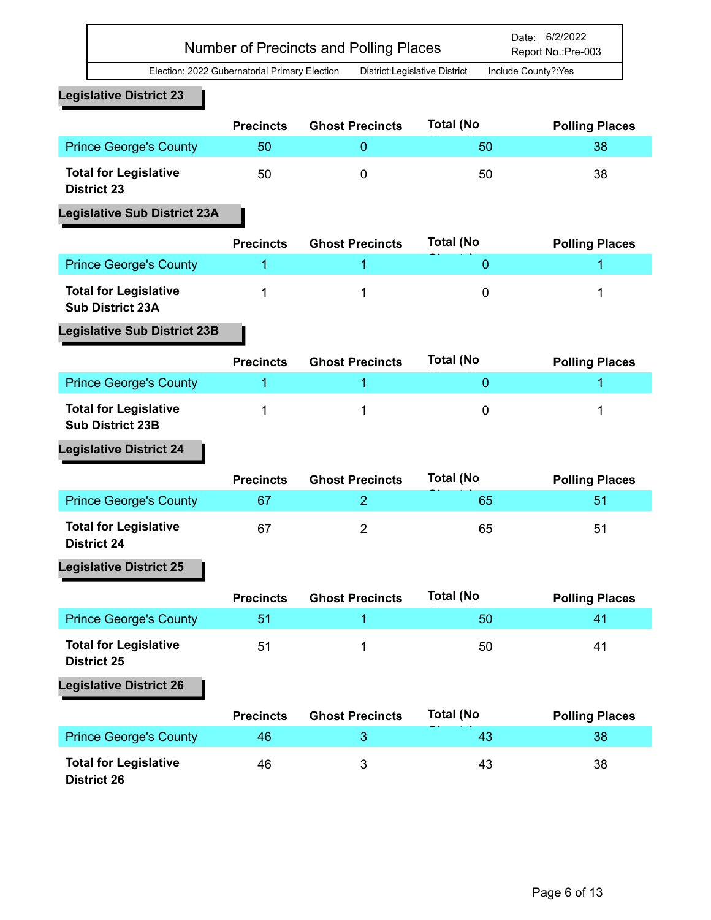# Number of Precincts and Polling Places

Date: 6/2/2022
Report No.:Pre-003

Election: 2022 Gubernatorial Primary Election    District:Legislative District    Include County?:Yes

## Legislative District 23

| | Precincts | Ghost Precincts | Total (No Ghosts) | Polling Places |
|---|---|---|---|---|
| Prince George's County | 50 | 0 | 50 | 38 |
| **Total for Legislative District 23** | 50 | 0 | 50 | 38 |

## Legislative Sub District 23A

| | Precincts | Ghost Precincts | Total (No Ghosts) | Polling Places |
|---|---|---|---|---|
| Prince George's County | 1 | 1 | 0 | 1 |
| **Total for Legislative Sub District 23A** | 1 | 1 | 0 | 1 |

## Legislative Sub District 23B

| | Precincts | Ghost Precincts | Total (No Ghosts) | Polling Places |
|---|---|---|---|---|
| Prince George's County | 1 | 1 | 0 | 1 |
| **Total for Legislative Sub District 23B** | 1 | 1 | 0 | 1 |

## Legislative District 24

| | Precincts | Ghost Precincts | Total (No Ghosts) | Polling Places |
|---|---|---|---|---|
| Prince George's County | 67 | 2 | 65 | 51 |
| **Total for Legislative District 24** | 67 | 2 | 65 | 51 |

## Legislative District 25

| | Precincts | Ghost Precincts | Total (No Ghosts) | Polling Places |
|---|---|---|---|---|
| Prince George's County | 51 | 1 | 50 | 41 |
| **Total for Legislative District 25** | 51 | 1 | 50 | 41 |

## Legislative District 26

| | Precincts | Ghost Precincts | Total (No Ghosts) | Polling Places |
|---|---|---|---|---|
| Prince George's County | 46 | 3 | 43 | 38 |
| **Total for Legislative District 26** | 46 | 3 | 43 | 38 |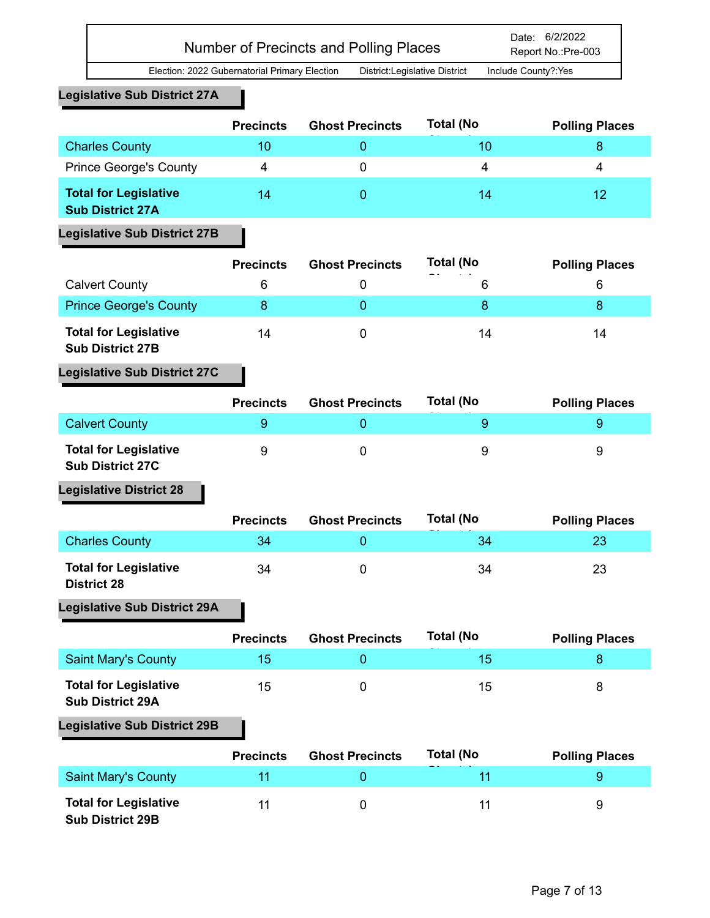# Number of Precincts and Polling Places

Date: 6/2/2022
Report No.:Pre-003

Election: 2022 Gubernatorial Primary Election    District:Legislative District    Include County?:Yes

## Legislative Sub District 27A

| | Precincts | Ghost Precincts | Total (No Ghosts) | Polling Places |
|---|---|---|---|---|
| Charles County | 10 | 0 | 10 | 8 |
| Prince George's County | 4 | 0 | 4 | 4 |
| **Total for Legislative Sub District 27A** | 14 | 0 | 14 | 12 |

## Legislative Sub District 27B

| | Precincts | Ghost Precincts | Total (No Ghosts) | Polling Places |
|---|---|---|---|---|
| Calvert County | 6 | 0 | 6 | 6 |
| Prince George's County | 8 | 0 | 8 | 8 |
| **Total for Legislative Sub District 27B** | 14 | 0 | 14 | 14 |

## Legislative Sub District 27C

| | Precincts | Ghost Precincts | Total (No Ghosts) | Polling Places |
|---|---|---|---|---|
| Calvert County | 9 | 0 | 9 | 9 |
| **Total for Legislative Sub District 27C** | 9 | 0 | 9 | 9 |

## Legislative District 28

| | Precincts | Ghost Precincts | Total (No Ghosts) | Polling Places |
|---|---|---|---|---|
| Charles County | 34 | 0 | 34 | 23 |
| **Total for Legislative District 28** | 34 | 0 | 34 | 23 |

## Legislative Sub District 29A

| | Precincts | Ghost Precincts | Total (No Ghosts) | Polling Places |
|---|---|---|---|---|
| Saint Mary's County | 15 | 0 | 15 | 8 |
| **Total for Legislative Sub District 29A** | 15 | 0 | 15 | 8 |

## Legislative Sub District 29B

| | Precincts | Ghost Precincts | Total (No Ghosts) | Polling Places |
|---|---|---|---|---|
| Saint Mary's County | 11 | 0 | 11 | 9 |
| **Total for Legislative Sub District 29B** | 11 | 0 | 11 | 9 |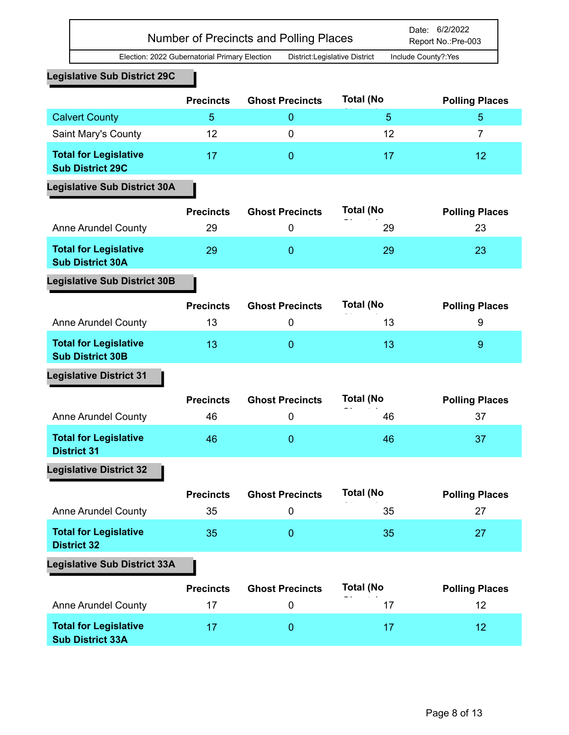# Number of Precincts and Polling Places

Date: 6/2/2022
Report No.:Pre-003

Election: 2022 Gubernatorial Primary Election    District:Legislative District    Include County?:Yes

## Legislative Sub District 29C

| | Precincts | Ghost Precincts | Total (No Ghost) | Polling Places |
|---|---|---|---|---|
| Calvert County | 5 | 0 | 5 | 5 |
| Saint Mary's County | 12 | 0 | 12 | 7 |
| **Total for Legislative Sub District 29C** | 17 | 0 | 17 | 12 |

## Legislative Sub District 30A

| | Precincts | Ghost Precincts | Total (No Ghost) | Polling Places |
|---|---|---|---|---|
| Anne Arundel County | 29 | 0 | 29 | 23 |
| **Total for Legislative Sub District 30A** | 29 | 0 | 29 | 23 |

## Legislative Sub District 30B

| | Precincts | Ghost Precincts | Total (No Ghost) | Polling Places |
|---|---|---|---|---|
| Anne Arundel County | 13 | 0 | 13 | 9 |
| **Total for Legislative Sub District 30B** | 13 | 0 | 13 | 9 |

## Legislative District 31

| | Precincts | Ghost Precincts | Total (No Ghost) | Polling Places |
|---|---|---|---|---|
| Anne Arundel County | 46 | 0 | 46 | 37 |
| **Total for Legislative District 31** | 46 | 0 | 46 | 37 |

## Legislative District 32

| | Precincts | Ghost Precincts | Total (No Ghost) | Polling Places |
|---|---|---|---|---|
| Anne Arundel County | 35 | 0 | 35 | 27 |
| **Total for Legislative District 32** | 35 | 0 | 35 | 27 |

## Legislative Sub District 33A

| | Precincts | Ghost Precincts | Total (No Ghost) | Polling Places |
|---|---|---|---|---|
| Anne Arundel County | 17 | 0 | 17 | 12 |
| **Total for Legislative Sub District 33A** | 17 | 0 | 17 | 12 |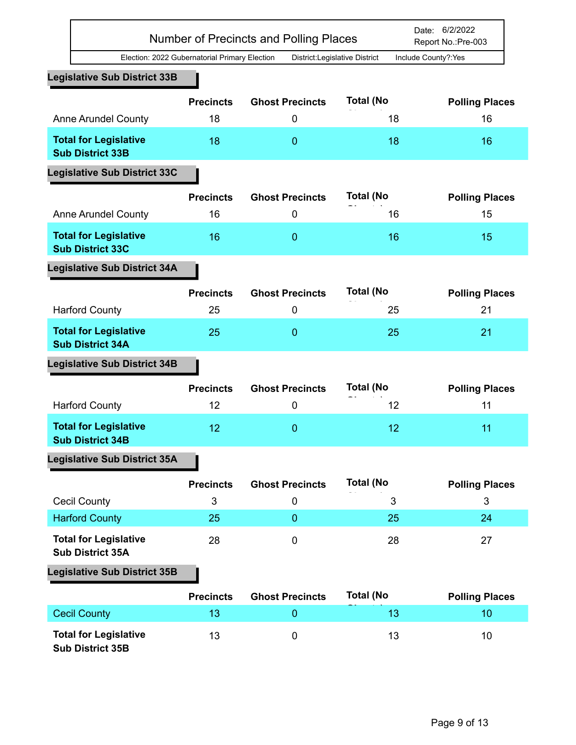# Number of Precincts and Polling Places

Date: 6/2/2022
Report No.:Pre-003

Election: 2022 Gubernatorial Primary Election    District:Legislative District    Include County?:Yes

## Legislative Sub District 33B

| | Precincts | Ghost Precincts | Total (No Ghosts) | Polling Places |
|---|---|---|---|---|
| Anne Arundel County | 18 | 0 | 18 | 16 |
| **Total for Legislative Sub District 33B** | 18 | 0 | 18 | 16 |

## Legislative Sub District 33C

| | Precincts | Ghost Precincts | Total (No Ghosts) | Polling Places |
|---|---|---|---|---|
| Anne Arundel County | 16 | 0 | 16 | 15 |
| **Total for Legislative Sub District 33C** | 16 | 0 | 16 | 15 |

## Legislative Sub District 34A

| | Precincts | Ghost Precincts | Total (No Ghosts) | Polling Places |
|---|---|---|---|---|
| Harford County | 25 | 0 | 25 | 21 |
| **Total for Legislative Sub District 34A** | 25 | 0 | 25 | 21 |

## Legislative Sub District 34B

| | Precincts | Ghost Precincts | Total (No Ghosts) | Polling Places |
|---|---|---|---|---|
| Harford County | 12 | 0 | 12 | 11 |
| **Total for Legislative Sub District 34B** | 12 | 0 | 12 | 11 |

## Legislative Sub District 35A

| | Precincts | Ghost Precincts | Total (No Ghosts) | Polling Places |
|---|---|---|---|---|
| Cecil County | 3 | 0 | 3 | 3 |
| Harford County | 25 | 0 | 25 | 24 |
| **Total for Legislative Sub District 35A** | 28 | 0 | 28 | 27 |

## Legislative Sub District 35B

| | Precincts | Ghost Precincts | Total (No Ghosts) | Polling Places |
|---|---|---|---|---|
| Cecil County | 13 | 0 | 13 | 10 |
| **Total for Legislative Sub District 35B** | 13 | 0 | 13 | 10 |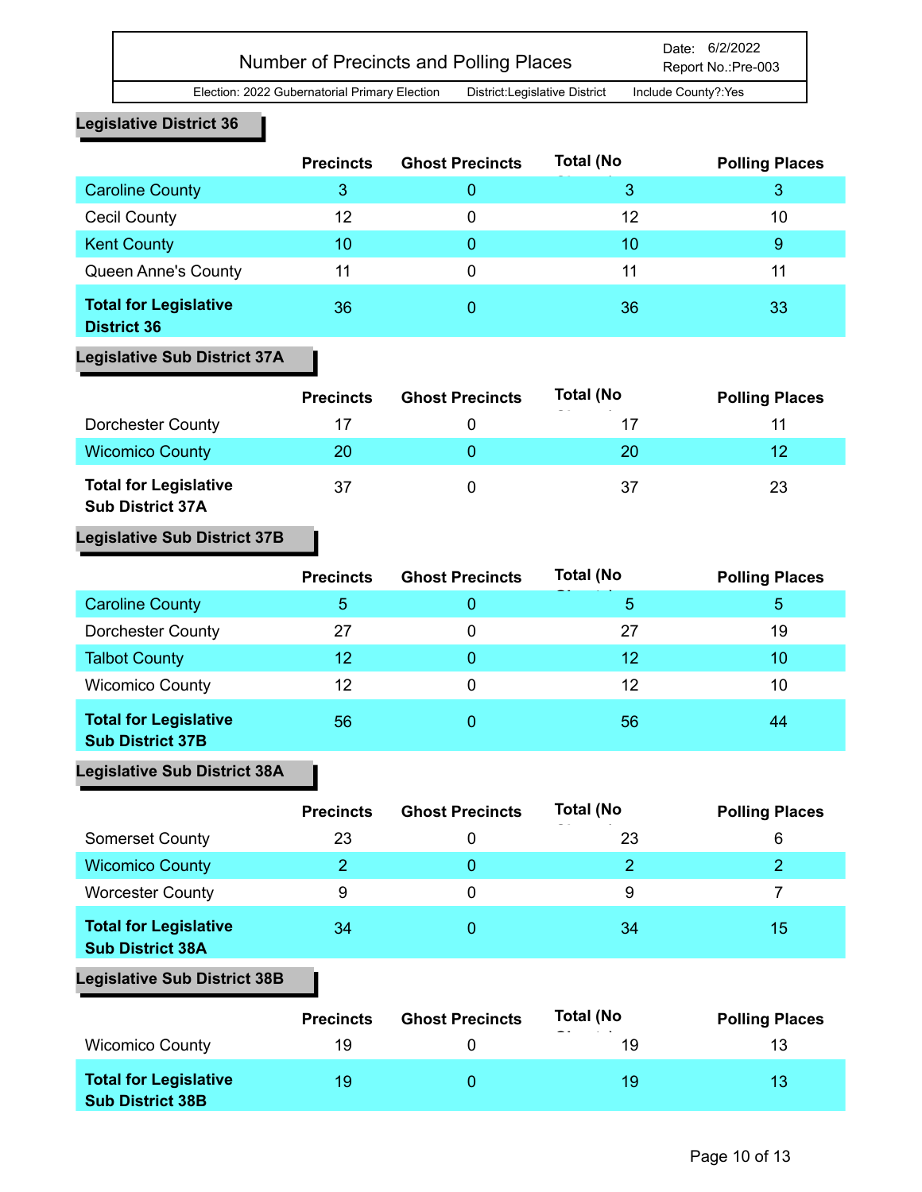# Number of Precincts and Polling Places

Date: 6/2/2022
Report No.:Pre-003

Election: 2022 Gubernatorial Primary Election District:Legislative District Include County?:Yes

## Legislative District 36

| | Precincts | Ghost Precincts | Total (No Ghosts) | Polling Places |
|---|---|---|---|---|
| Caroline County | 3 | 0 | 3 | 3 |
| Cecil County | 12 | 0 | 12 | 10 |
| Kent County | 10 | 0 | 10 | 9 |
| Queen Anne's County | 11 | 0 | 11 | 11 |
| **Total for Legislative District 36** | 36 | 0 | 36 | 33 |

## Legislative Sub District 37A

| | Precincts | Ghost Precincts | Total (No Ghosts) | Polling Places |
|---|---|---|---|---|
| Dorchester County | 17 | 0 | 17 | 11 |
| Wicomico County | 20 | 0 | 20 | 12 |
| **Total for Legislative Sub District 37A** | 37 | 0 | 37 | 23 |

## Legislative Sub District 37B

| | Precincts | Ghost Precincts | Total (No Ghosts) | Polling Places |
|---|---|---|---|---|
| Caroline County | 5 | 0 | 5 | 5 |
| Dorchester County | 27 | 0 | 27 | 19 |
| Talbot County | 12 | 0 | 12 | 10 |
| Wicomico County | 12 | 0 | 12 | 10 |
| **Total for Legislative Sub District 37B** | 56 | 0 | 56 | 44 |

## Legislative Sub District 38A

| | Precincts | Ghost Precincts | Total (No Ghosts) | Polling Places |
|---|---|---|---|---|
| Somerset County | 23 | 0 | 23 | 6 |
| Wicomico County | 2 | 0 | 2 | 2 |
| Worcester County | 9 | 0 | 9 | 7 |
| **Total for Legislative Sub District 38A** | 34 | 0 | 34 | 15 |

## Legislative Sub District 38B

| | Precincts | Ghost Precincts | Total (No Ghosts) | Polling Places |
|---|---|---|---|---|
| Wicomico County | 19 | 0 | 19 | 13 |
| **Total for Legislative Sub District 38B** | 19 | 0 | 19 | 13 |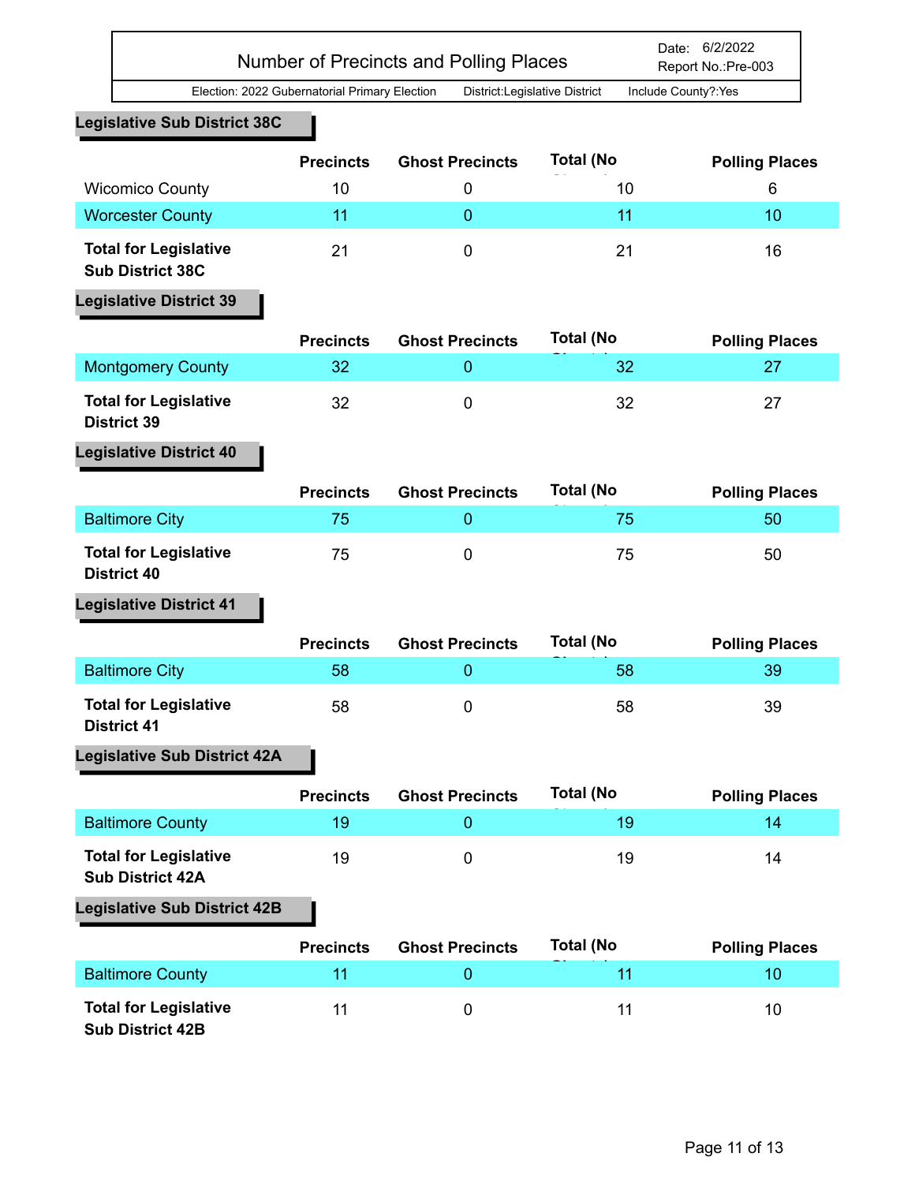# Number of Precincts and Polling Places

Date: 6/2/2022
Report No.:Pre-003

Election: 2022 Gubernatorial Primary Election    District:Legislative District    Include County?:Yes

## Legislative Sub District 38C

| | Precincts | Ghost Precincts | Total (No Ghosts) | Polling Places |
|---|---|---|---|---|
| Wicomico County | 10 | 0 | 10 | 6 |
| Worcester County | 11 | 0 | 11 | 10 |
| **Total for Legislative Sub District 38C** | 21 | 0 | 21 | 16 |

## Legislative District 39

| | Precincts | Ghost Precincts | Total (No Ghosts) | Polling Places |
|---|---|---|---|---|
| Montgomery County | 32 | 0 | 32 | 27 |
| **Total for Legislative District 39** | 32 | 0 | 32 | 27 |

## Legislative District 40

| | Precincts | Ghost Precincts | Total (No Ghosts) | Polling Places |
|---|---|---|---|---|
| Baltimore City | 75 | 0 | 75 | 50 |
| **Total for Legislative District 40** | 75 | 0 | 75 | 50 |

## Legislative District 41

| | Precincts | Ghost Precincts | Total (No Ghosts) | Polling Places |
|---|---|---|---|---|
| Baltimore City | 58 | 0 | 58 | 39 |
| **Total for Legislative District 41** | 58 | 0 | 58 | 39 |

## Legislative Sub District 42A

| | Precincts | Ghost Precincts | Total (No Ghosts) | Polling Places |
|---|---|---|---|---|
| Baltimore County | 19 | 0 | 19 | 14 |
| **Total for Legislative Sub District 42A** | 19 | 0 | 19 | 14 |

## Legislative Sub District 42B

| | Precincts | Ghost Precincts | Total (No Ghosts) | Polling Places |
|---|---|---|---|---|
| Baltimore County | 11 | 0 | 11 | 10 |
| **Total for Legislative Sub District 42B** | 11 | 0 | 11 | 10 |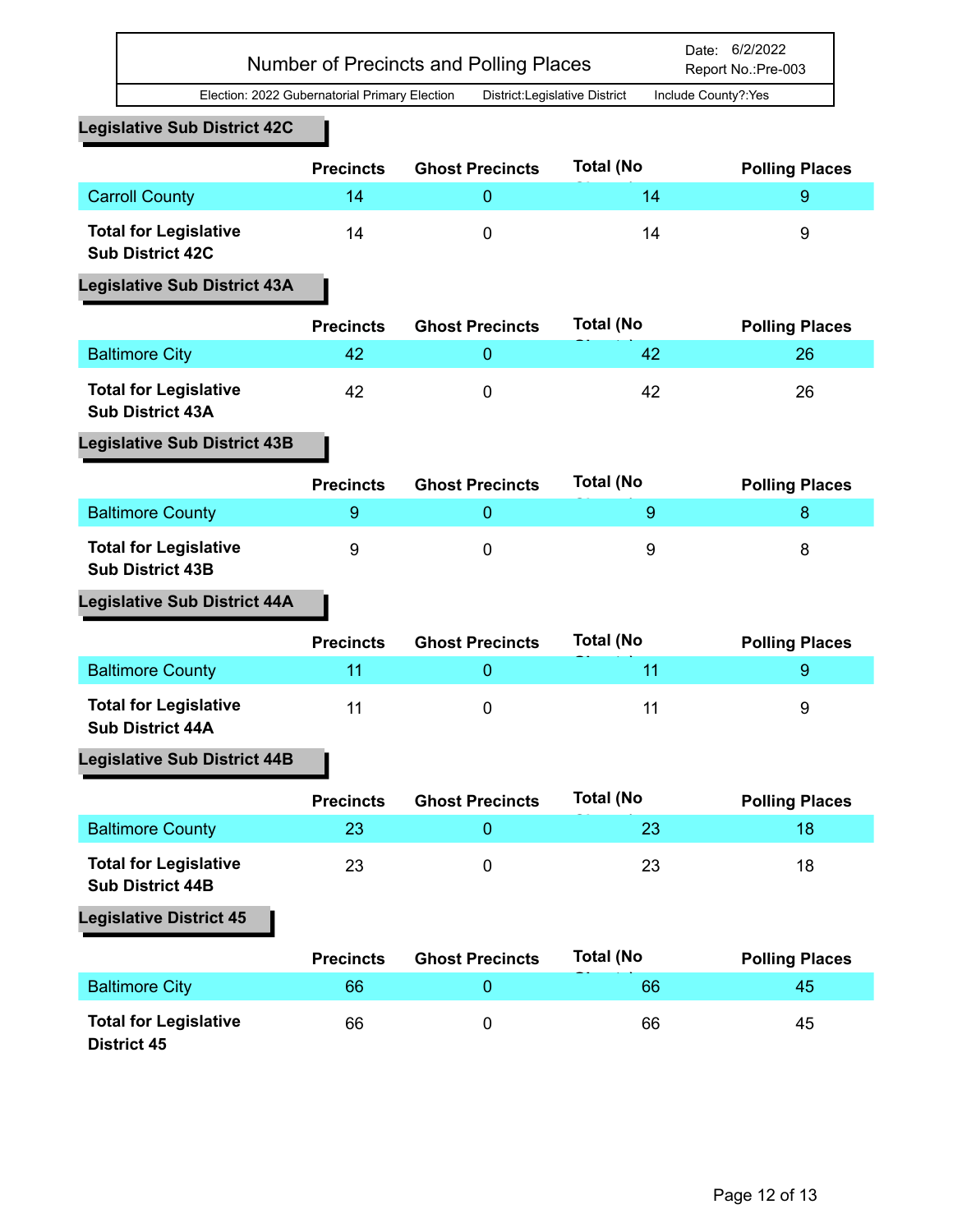# Number of Precincts and Polling Places

Date: 6/2/2022
Report No.:Pre-003

Election: 2022 Gubernatorial Primary Election   District:Legislative District   Include County?:Yes

## Legislative Sub District 42C

| | Precincts | Ghost Precincts | Total (No Ghosts) | Polling Places |
|---|---|---|---|---|
| Carroll County | 14 | 0 | 14 | 9 |
| **Total for Legislative Sub District 42C** | 14 | 0 | 14 | 9 |

## Legislative Sub District 43A

| | Precincts | Ghost Precincts | Total (No Ghosts) | Polling Places |
|---|---|---|---|---|
| Baltimore City | 42 | 0 | 42 | 26 |
| **Total for Legislative Sub District 43A** | 42 | 0 | 42 | 26 |

## Legislative Sub District 43B

| | Precincts | Ghost Precincts | Total (No Ghosts) | Polling Places |
|---|---|---|---|---|
| Baltimore County | 9 | 0 | 9 | 8 |
| **Total for Legislative Sub District 43B** | 9 | 0 | 9 | 8 |

## Legislative Sub District 44A

| | Precincts | Ghost Precincts | Total (No Ghosts) | Polling Places |
|---|---|---|---|---|
| Baltimore County | 11 | 0 | 11 | 9 |
| **Total for Legislative Sub District 44A** | 11 | 0 | 11 | 9 |

## Legislative Sub District 44B

| | Precincts | Ghost Precincts | Total (No Ghosts) | Polling Places |
|---|---|---|---|---|
| Baltimore County | 23 | 0 | 23 | 18 |
| **Total for Legislative Sub District 44B** | 23 | 0 | 23 | 18 |

## Legislative District 45

| | Precincts | Ghost Precincts | Total (No Ghosts) | Polling Places |
|---|---|---|---|---|
| Baltimore City | 66 | 0 | 66 | 45 |
| **Total for Legislative District 45** | 66 | 0 | 66 | 45 |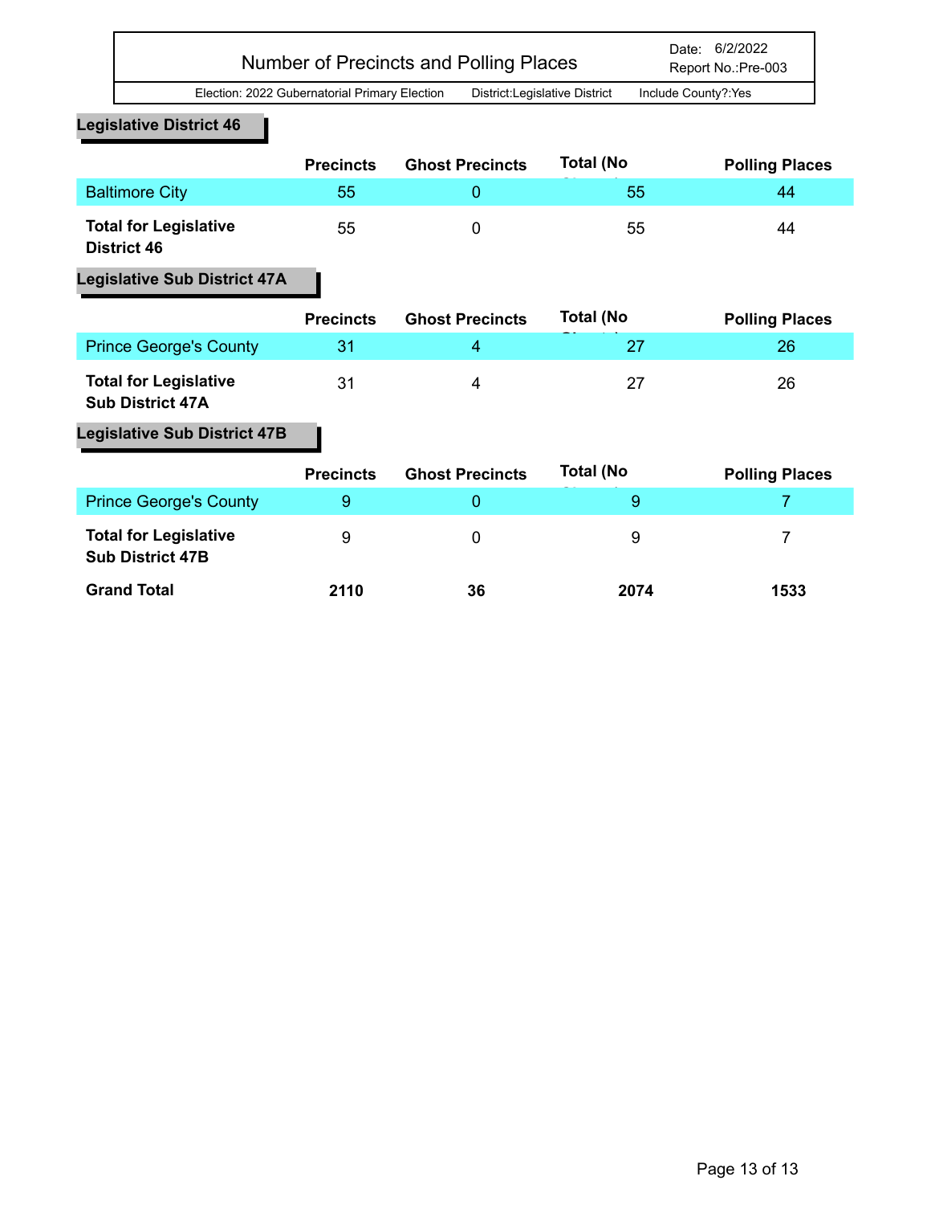# Number of Precincts and Polling Places

Date: 6/2/2022
Report No.:Pre-003

Election: 2022 Gubernatorial Primary Election    District:Legislative District    Include County?:Yes

## Legislative District 46

| | Precincts | Ghost Precincts | Total (No Ghosts) | Polling Places |
|---|---|---|---|---|
| Baltimore City | 55 | 0 | 55 | 44 |
| **Total for Legislative District 46** | 55 | 0 | 55 | 44 |

## Legislative Sub District 47A

| | Precincts | Ghost Precincts | Total (No Ghosts) | Polling Places |
|---|---|---|---|---|
| Prince George's County | 31 | 4 | 27 | 26 |
| **Total for Legislative Sub District 47A** | 31 | 4 | 27 | 26 |

## Legislative Sub District 47B

| | Precincts | Ghost Precincts | Total (No Ghosts) | Polling Places |
|---|---|---|---|---|
| Prince George's County | 9 | 0 | 9 | 7 |
| **Total for Legislative Sub District 47B** | 9 | 0 | 9 | 7 |
| **Grand Total** | **2110** | **36** | **2074** | **1533** |